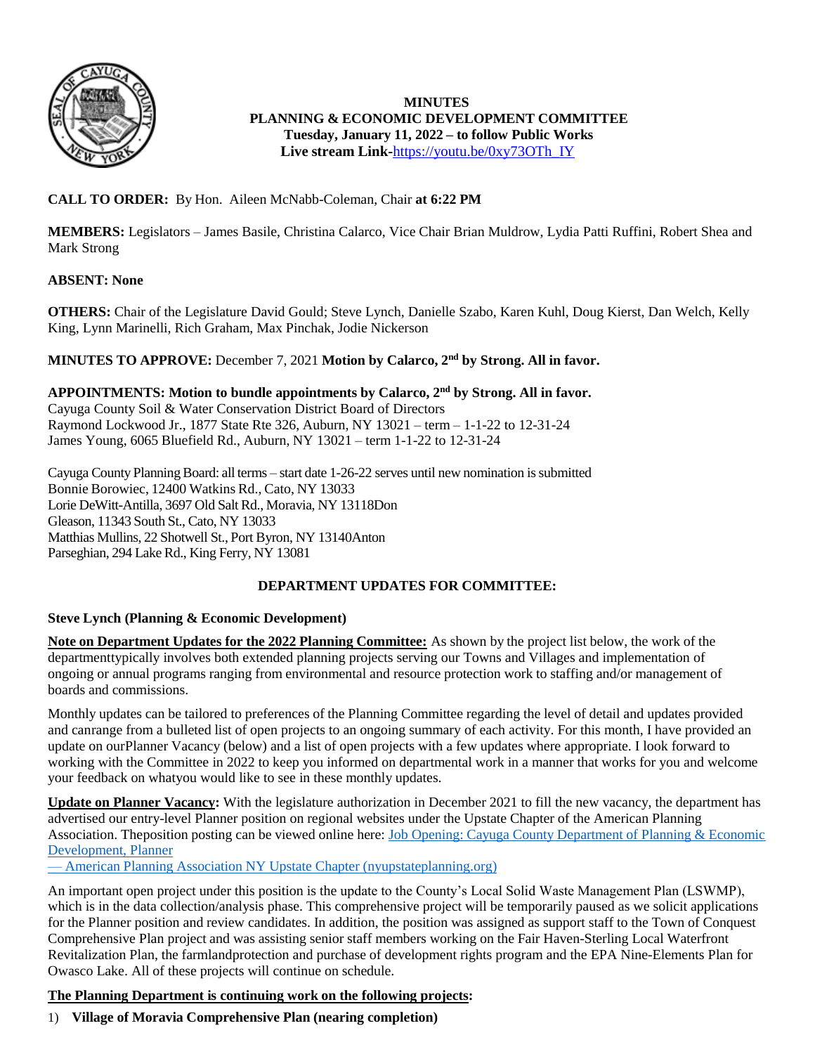**MINUTES**
**PLANNING & ECONOMIC DEVELOPMENT COMMITTEE**
**Tuesday, January 11, 2022 – to follow Public Works**
**Live stream Link-**[https://youtu.be/0xy73OTh_IY](https://youtu.be/0xy73OTh_IY)

**CALL TO ORDER:** By Hon. Aileen McNabb-Coleman, Chair **at 6:22 PM**

**MEMBERS:** Legislators – James Basile, Christina Calarco, Vice Chair Brian Muldrow, Lydia Patti Ruffini, Robert Shea and Mark Strong

**ABSENT: None**

**OTHERS:** Chair of the Legislature David Gould; Steve Lynch, Danielle Szabo, Karen Kuhl, Doug Kierst, Dan Welch, Kelly King, Lynn Marinelli, Rich Graham, Max Pinchak, Jodie Nickerson

**MINUTES TO APPROVE:** December 7, 2021 **Motion by Calarco, 2nd by Strong. All in favor.**

**APPOINTMENTS: Motion to bundle appointments by Calarco, 2nd by Strong. All in favor.**
Cayuga County Soil & Water Conservation District Board of Directors
Raymond Lockwood Jr., 1877 State Rte 326, Auburn, NY 13021 – term – 1-1-22 to 12-31-24
James Young, 6065 Bluefield Rd., Auburn, NY 13021 – term 1-1-22 to 12-31-24

Cayuga County Planning Board: all terms – start date 1-26-22 serves until new nomination is submitted
Bonnie Borowiec, 12400 Watkins Rd., Cato, NY 13033
Lorie DeWitt-Antilla, 3697 Old Salt Rd., Moravia, NY 13118Don
Gleason, 11343 South St., Cato, NY 13033
Matthias Mullins, 22 Shotwell St., Port Byron, NY 13140Anton
Parseghian, 294 Lake Rd., King Ferry, NY 13081

## DEPARTMENT UPDATES FOR COMMITTEE:

### Steve Lynch (Planning & Economic Development)

**Note on Department Updates for the 2022 Planning Committee:** As shown by the project list below, the work of the departmenttypically involves both extended planning projects serving our Towns and Villages and implementation of ongoing or annual programs ranging from environmental and resource protection work to staffing and/or management of boards and commissions.

Monthly updates can be tailored to preferences of the Planning Committee regarding the level of detail and updates provided and canrange from a bulleted list of open projects to an ongoing summary of each activity. For this month, I have provided an update on ourPlanner Vacancy (below) and a list of open projects with a few updates where appropriate. I look forward to working with the Committee in 2022 to keep you informed on departmental work in a manner that works for you and welcome your feedback on whatyou would like to see in these monthly updates.

**Update on Planner Vacancy:** With the legislature authorization in December 2021 to fill the new vacancy, the department has advertised our entry-level Planner position on regional websites under the Upstate Chapter of the American Planning Association. Theposition posting can be viewed online here: Job Opening: Cayuga County Department of Planning & Economic Development, Planner — American Planning Association NY Upstate Chapter (nyupstateplanning.org)

An important open project under this position is the update to the County's Local Solid Waste Management Plan (LSWMP), which is in the data collection/analysis phase. This comprehensive project will be temporarily paused as we solicit applications for the Planner position and review candidates. In addition, the position was assigned as support staff to the Town of Conquest Comprehensive Plan project and was assisting senior staff members working on the Fair Haven-Sterling Local Waterfront Revitalization Plan, the farmlandprotection and purchase of development rights program and the EPA Nine-Elements Plan for Owasco Lake. All of these projects will continue on schedule.

**The Planning Department is continuing work on the following projects:**

1) **Village of Moravia Comprehensive Plan (nearing completion)**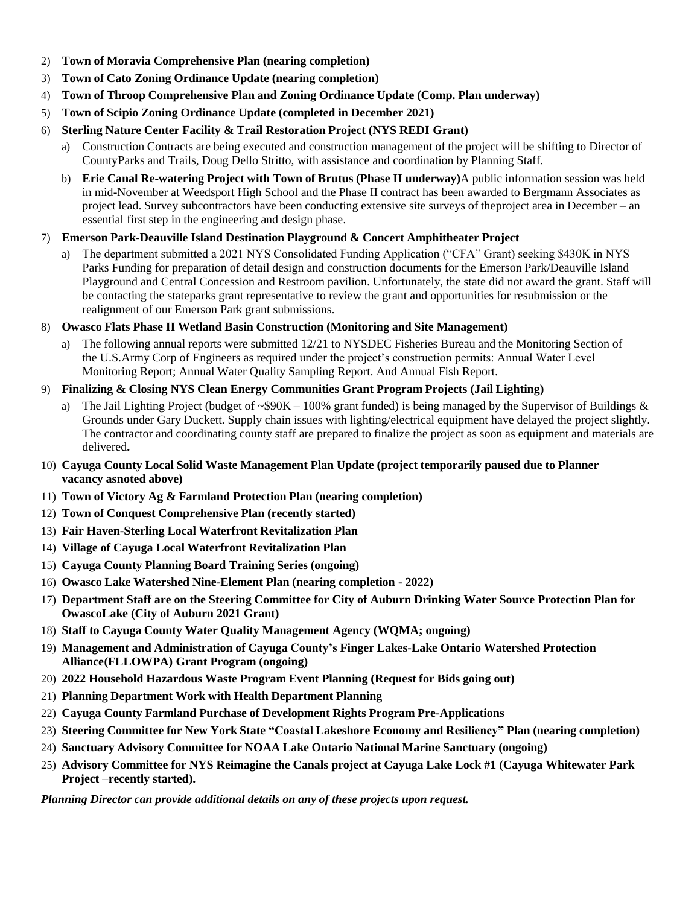2) **Town of Moravia Comprehensive Plan (nearing completion)**
3) **Town of Cato Zoning Ordinance Update (nearing completion)**
4) **Town of Throop Comprehensive Plan and Zoning Ordinance Update (Comp. Plan underway)**
5) **Town of Scipio Zoning Ordinance Update (completed in December 2021)**
6) **Sterling Nature Center Facility & Trail Restoration Project (NYS REDI Grant)**
   a) Construction Contracts are being executed and construction management of the project will be shifting to Director of CountyParks and Trails, Doug Dello Stritto, with assistance and coordination by Planning Staff.
   b) **Erie Canal Re-watering Project with Town of Brutus (Phase II underway)**A public information session was held in mid-November at Weedsport High School and the Phase II contract has been awarded to Bergmann Associates as project lead. Survey subcontractors have been conducting extensive site surveys of theproject area in December – an essential first step in the engineering and design phase.
7) **Emerson Park-Deauville Island Destination Playground & Concert Amphitheater Project**
   a) The department submitted a 2021 NYS Consolidated Funding Application ("CFA" Grant) seeking $430K in NYS Parks Funding for preparation of detail design and construction documents for the Emerson Park/Deauville Island Playground and Central Concession and Restroom pavilion. Unfortunately, the state did not award the grant. Staff will be contacting the stateparks grant representative to review the grant and opportunities for resubmission or the realignment of our Emerson Park grant submissions.
8) **Owasco Flats Phase II Wetland Basin Construction (Monitoring and Site Management)**
   a) The following annual reports were submitted 12/21 to NYSDEC Fisheries Bureau and the Monitoring Section of the U.S.Army Corp of Engineers as required under the project's construction permits: Annual Water Level Monitoring Report; Annual Water Quality Sampling Report. And Annual Fish Report.
9) **Finalizing & Closing NYS Clean Energy Communities Grant Program Projects (Jail Lighting)**
   a) The Jail Lighting Project (budget of ~$90K – 100% grant funded) is being managed by the Supervisor of Buildings & Grounds under Gary Duckett. Supply chain issues with lighting/electrical equipment have delayed the project slightly. The contractor and coordinating county staff are prepared to finalize the project as soon as equipment and materials are delivered**.**
10) **Cayuga County Local Solid Waste Management Plan Update (project temporarily paused due to Planner vacancy asnoted above)**
11) **Town of Victory Ag & Farmland Protection Plan (nearing completion)**
12) **Town of Conquest Comprehensive Plan (recently started)**
13) **Fair Haven-Sterling Local Waterfront Revitalization Plan**
14) **Village of Cayuga Local Waterfront Revitalization Plan**
15) **Cayuga County Planning Board Training Series (ongoing)**
16) **Owasco Lake Watershed Nine-Element Plan (nearing completion - 2022)**
17) **Department Staff are on the Steering Committee for City of Auburn Drinking Water Source Protection Plan for OwascoLake (City of Auburn 2021 Grant)**
18) **Staff to Cayuga County Water Quality Management Agency (WQMA; ongoing)**
19) **Management and Administration of Cayuga County's Finger Lakes-Lake Ontario Watershed Protection Alliance(FLLOWPA) Grant Program (ongoing)**
20) **2022 Household Hazardous Waste Program Event Planning (Request for Bids going out)**
21) **Planning Department Work with Health Department Planning**
22) **Cayuga County Farmland Purchase of Development Rights Program Pre-Applications**
23) **Steering Committee for New York State "Coastal Lakeshore Economy and Resiliency" Plan (nearing completion)**
24) **Sanctuary Advisory Committee for NOAA Lake Ontario National Marine Sanctuary (ongoing)**
25) **Advisory Committee for NYS Reimagine the Canals project at Cayuga Lake Lock #1 (Cayuga Whitewater Park Project –recently started).**

***Planning Director can provide additional details on any of these projects upon request.***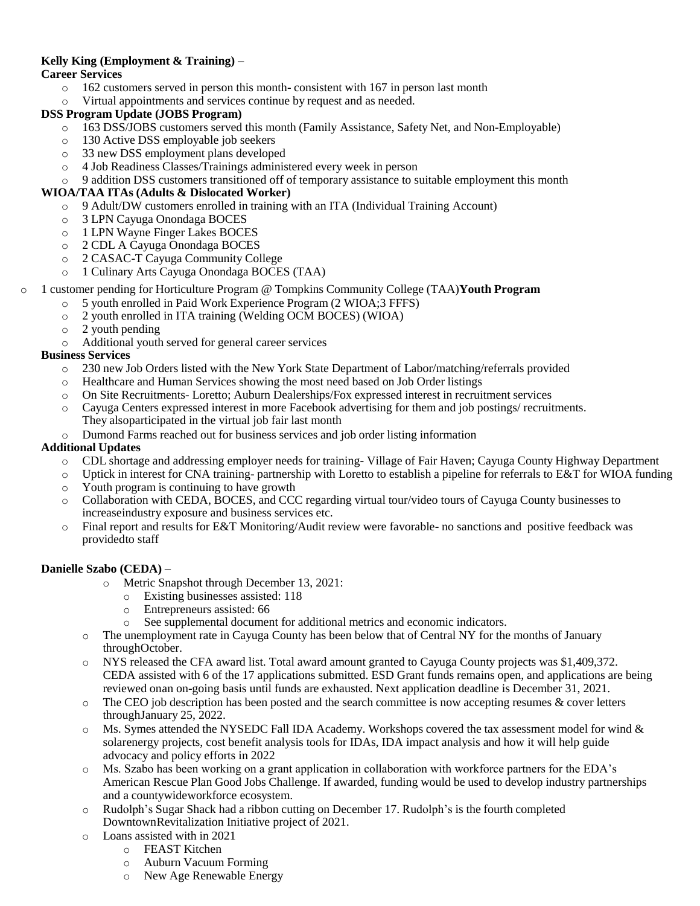**Kelly King (Employment & Training) –**

**Career Services**

- 162 customers served in person this month- consistent with 167 in person last month
- Virtual appointments and services continue by request and as needed.

**DSS Program Update (JOBS Program)**

- 163 DSS/JOBS customers served this month (Family Assistance, Safety Net, and Non-Employable)
- 130 Active DSS employable job seekers
- 33 new DSS employment plans developed
- 4 Job Readiness Classes/Trainings administered every week in person
- 9 addition DSS customers transitioned off of temporary assistance to suitable employment this month

**WIOA/TAA ITAs (Adults & Dislocated Worker)**

- 9 Adult/DW customers enrolled in training with an ITA (Individual Training Account)
- 3 LPN Cayuga Onondaga BOCES
- 1 LPN Wayne Finger Lakes BOCES
- 2 CDL A Cayuga Onondaga BOCES
- 2 CASAC-T Cayuga Community College
- 1 Culinary Arts Cayuga Onondaga BOCES (TAA)
- 1 customer pending for Horticulture Program @ Tompkins Community College (TAA)

**Youth Program**

- 5 youth enrolled in Paid Work Experience Program (2 WIOA;3 FFFS)
- 2 youth enrolled in ITA training (Welding OCM BOCES) (WIOA)
- 2 youth pending
- Additional youth served for general career services

**Business Services**

- 230 new Job Orders listed with the New York State Department of Labor/matching/referrals provided
- Healthcare and Human Services showing the most need based on Job Order listings
- On Site Recruitments- Loretto; Auburn Dealerships/Fox expressed interest in recruitment services
- Cayuga Centers expressed interest in more Facebook advertising for them and job postings/ recruitments. They alsoparticipated in the virtual job fair last month
- Dumond Farms reached out for business services and job order listing information

**Additional Updates**

- CDL shortage and addressing employer needs for training- Village of Fair Haven; Cayuga County Highway Department
- Uptick in interest for CNA training- partnership with Loretto to establish a pipeline for referrals to E&T for WIOA funding
- Youth program is continuing to have growth
- Collaboration with CEDA, BOCES, and CCC regarding virtual tour/video tours of Cayuga County businesses to increaseindustry exposure and business services etc.
- Final report and results for E&T Monitoring/Audit review were favorable- no sanctions and positive feedback was providedto staff

**Danielle Szabo (CEDA) –**

- Metric Snapshot through December 13, 2021:
  - Existing businesses assisted: 118
  - Entrepreneurs assisted: 66
  - See supplemental document for additional metrics and economic indicators.
- The unemployment rate in Cayuga County has been below that of Central NY for the months of January throughOctober.
- NYS released the CFA award list. Total award amount granted to Cayuga County projects was $1,409,372. CEDA assisted with 6 of the 17 applications submitted. ESD Grant funds remains open, and applications are being reviewed onan on-going basis until funds are exhausted. Next application deadline is December 31, 2021.
- The CEO job description has been posted and the search committee is now accepting resumes & cover letters throughJanuary 25, 2022.
- Ms. Symes attended the NYSEDC Fall IDA Academy. Workshops covered the tax assessment model for wind & solarenergy projects, cost benefit analysis tools for IDAs, IDA impact analysis and how it will help guide advocacy and policy efforts in 2022
- Ms. Szabo has been working on a grant application in collaboration with workforce partners for the EDA's American Rescue Plan Good Jobs Challenge. If awarded, funding would be used to develop industry partnerships and a countywideworkforce ecosystem.
- Rudolph's Sugar Shack had a ribbon cutting on December 17. Rudolph's is the fourth completed DowntownRevitalization Initiative project of 2021.
- Loans assisted with in 2021
  - FEAST Kitchen
  - Auburn Vacuum Forming
  - New Age Renewable Energy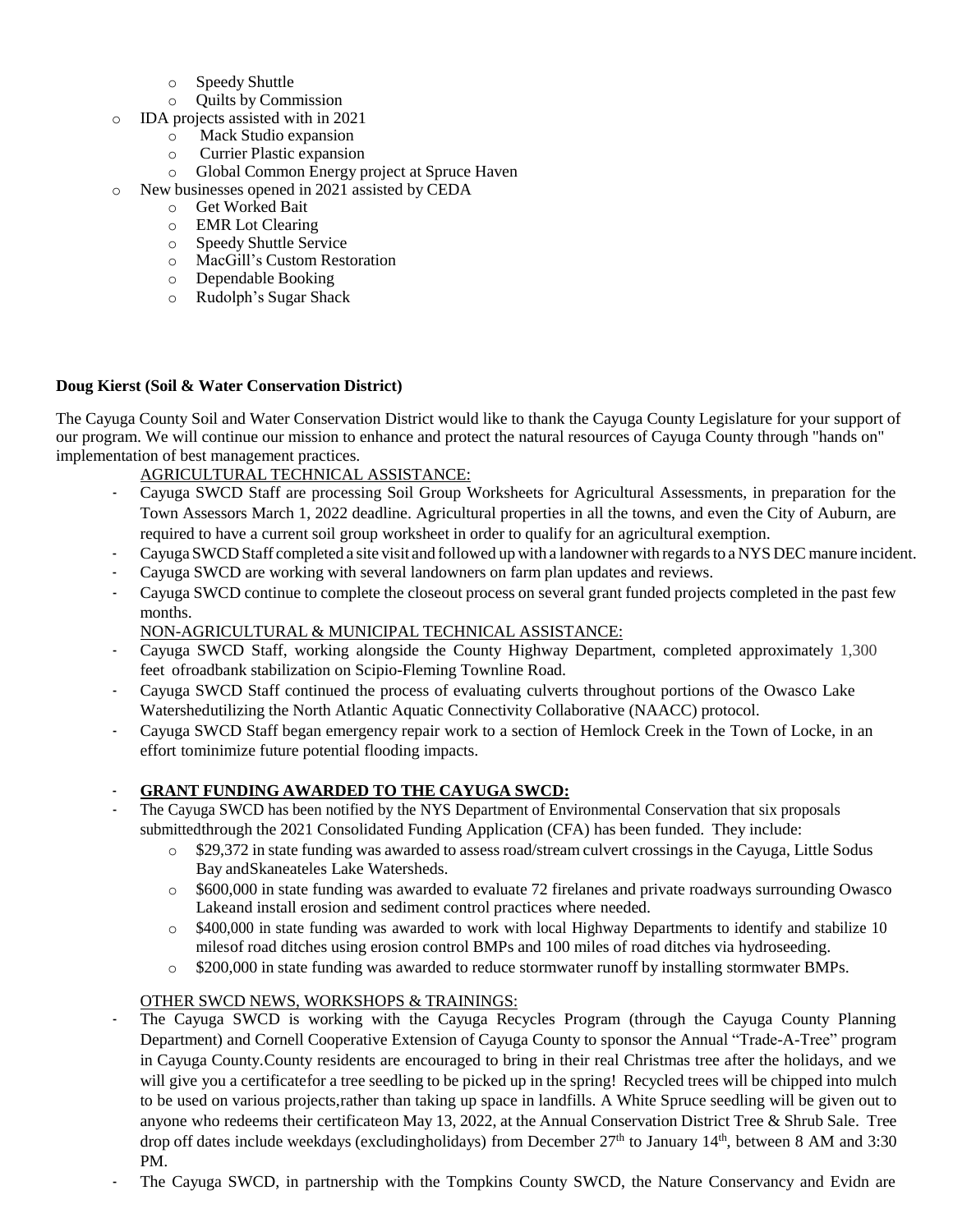- Speedy Shuttle
    - Quilts by Commission
- IDA projects assisted with in 2021
    - Mack Studio expansion
    - Currier Plastic expansion
    - Global Common Energy project at Spruce Haven
- New businesses opened in 2021 assisted by CEDA
    - Get Worked Bait
    - EMR Lot Clearing
    - Speedy Shuttle Service
    - MacGill's Custom Restoration
    - Dependable Booking
    - Rudolph's Sugar Shack

**Doug Kierst (Soil & Water Conservation District)**

The Cayuga County Soil and Water Conservation District would like to thank the Cayuga County Legislature for your support of our program. We will continue our mission to enhance and protect the natural resources of Cayuga County through "hands on" implementation of best management practices.

AGRICULTURAL TECHNICAL ASSISTANCE:

- Cayuga SWCD Staff are processing Soil Group Worksheets for Agricultural Assessments, in preparation for the Town Assessors March 1, 2022 deadline. Agricultural properties in all the towns, and even the City of Auburn, are required to have a current soil group worksheet in order to qualify for an agricultural exemption.
- Cayuga SWCD Staff completed a site visit and followed up with a landowner with regards to a NYS DEC manure incident.
- Cayuga SWCD are working with several landowners on farm plan updates and reviews.
- Cayuga SWCD continue to complete the closeout process on several grant funded projects completed in the past few months.

NON-AGRICULTURAL & MUNICIPAL TECHNICAL ASSISTANCE:

- Cayuga SWCD Staff, working alongside the County Highway Department, completed approximately 1,300 feet ofroadbank stabilization on Scipio-Fleming Townline Road.
- Cayuga SWCD Staff continued the process of evaluating culverts throughout portions of the Owasco Lake Watershedutilizing the North Atlantic Aquatic Connectivity Collaborative (NAACC) protocol.
- Cayuga SWCD Staff began emergency repair work to a section of Hemlock Creek in the Town of Locke, in an effort tominimize future potential flooding impacts.

- **GRANT FUNDING AWARDED TO THE CAYUGA SWCD:**
- The Cayuga SWCD has been notified by the NYS Department of Environmental Conservation that six proposals submittedthrough the 2021 Consolidated Funding Application (CFA) has been funded. They include:
    - $29,372 in state funding was awarded to assess road/stream culvert crossings in the Cayuga, Little Sodus Bay andSkaneateles Lake Watersheds.
    - $600,000 in state funding was awarded to evaluate 72 firelanes and private roadways surrounding Owasco Lakeand install erosion and sediment control practices where needed.
    - $400,000 in state funding was awarded to work with local Highway Departments to identify and stabilize 10 milesof road ditches using erosion control BMPs and 100 miles of road ditches via hydroseeding.
    - $200,000 in state funding was awarded to reduce stormwater runoff by installing stormwater BMPs.

OTHER SWCD NEWS, WORKSHOPS & TRAININGS:

- The Cayuga SWCD is working with the Cayuga Recycles Program (through the Cayuga County Planning Department) and Cornell Cooperative Extension of Cayuga County to sponsor the Annual "Trade-A-Tree" program in Cayuga County.County residents are encouraged to bring in their real Christmas tree after the holidays, and we will give you a certificatefor a tree seedling to be picked up in the spring! Recycled trees will be chipped into mulch to be used on various projects,rather than taking up space in landfills. A White Spruce seedling will be given out to anyone who redeems their certificateon May 13, 2022, at the Annual Conservation District Tree & Shrub Sale. Tree drop off dates include weekdays (excludingholidays) from December 27th to January 14th, between 8 AM and 3:30 PM.
- The Cayuga SWCD, in partnership with the Tompkins County SWCD, the Nature Conservancy and Evidn are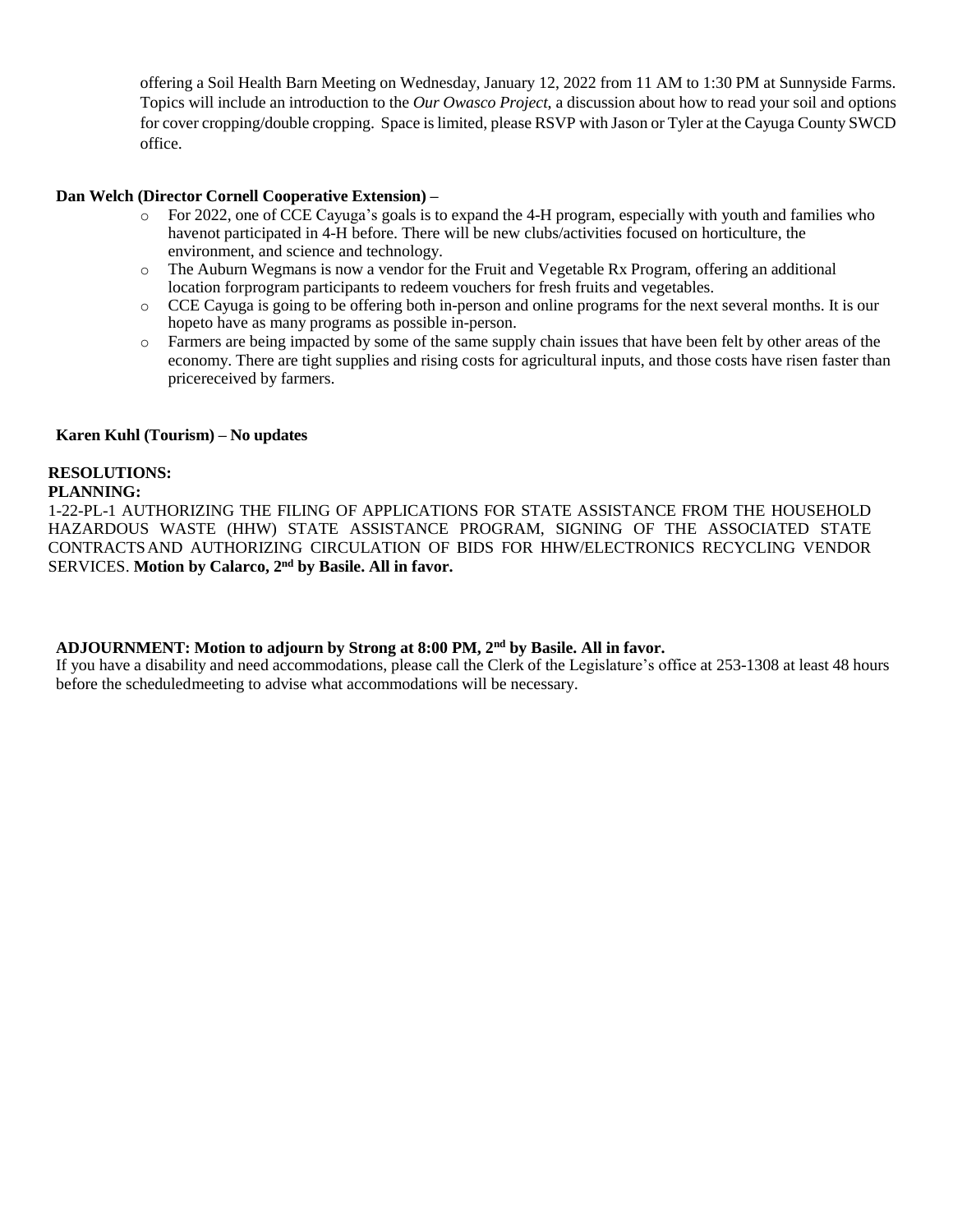offering a Soil Health Barn Meeting on Wednesday, January 12, 2022 from 11 AM to 1:30 PM at Sunnyside Farms. Topics will include an introduction to the *Our Owasco Project*, a discussion about how to read your soil and options for cover cropping/double cropping. Space is limited, please RSVP with Jason or Tyler at the Cayuga County SWCD office.

**Dan Welch (Director Cornell Cooperative Extension) –**

- For 2022, one of CCE Cayuga's goals is to expand the 4-H program, especially with youth and families who havenot participated in 4-H before. There will be new clubs/activities focused on horticulture, the environment, and science and technology.
- The Auburn Wegmans is now a vendor for the Fruit and Vegetable Rx Program, offering an additional location forprogram participants to redeem vouchers for fresh fruits and vegetables.
- CCE Cayuga is going to be offering both in-person and online programs for the next several months. It is our hopeto have as many programs as possible in-person.
- Farmers are being impacted by some of the same supply chain issues that have been felt by other areas of the economy. There are tight supplies and rising costs for agricultural inputs, and those costs have risen faster than pricereceived by farmers.

**Karen Kuhl (Tourism) – No updates**

**RESOLUTIONS:**

**PLANNING:**

1-22-PL-1 AUTHORIZING THE FILING OF APPLICATIONS FOR STATE ASSISTANCE FROM THE HOUSEHOLD HAZARDOUS WASTE (HHW) STATE ASSISTANCE PROGRAM, SIGNING OF THE ASSOCIATED STATE CONTRACTS AND AUTHORIZING CIRCULATION OF BIDS FOR HHW/ELECTRONICS RECYCLING VENDOR SERVICES. **Motion by Calarco, 2nd by Basile. All in favor.**

**ADJOURNMENT: Motion to adjourn by Strong at 8:00 PM, 2nd by Basile. All in favor.**

If you have a disability and need accommodations, please call the Clerk of the Legislature's office at 253-1308 at least 48 hours before the scheduledmeeting to advise what accommodations will be necessary.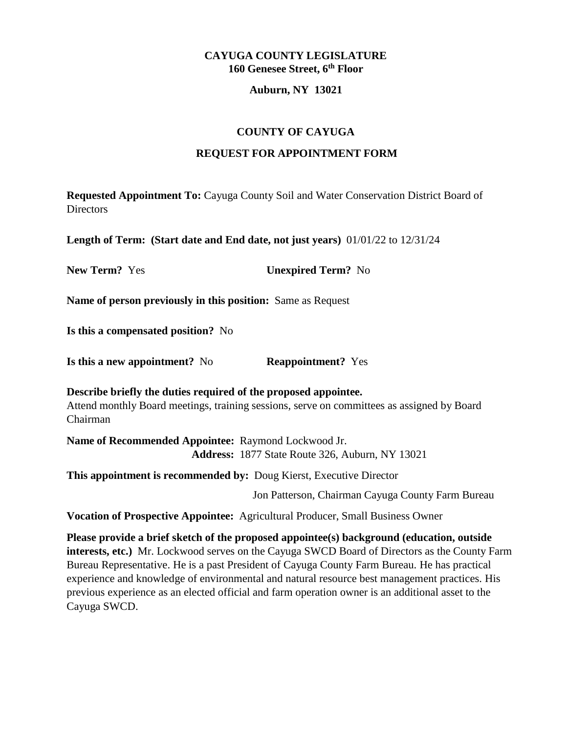**CAYUGA COUNTY LEGISLATURE**
**160 Genesee Street, 6th Floor**

**Auburn, NY 13021**

**COUNTY OF CAYUGA**

**REQUEST FOR APPOINTMENT FORM**

**Requested Appointment To:** Cayuga County Soil and Water Conservation District Board of Directors

**Length of Term: (Start date and End date, not just years)** 01/01/22 to 12/31/24

**New Term?** Yes **Unexpired Term?** No

**Name of person previously in this position:** Same as Request

**Is this a compensated position?** No

**Is this a new appointment?** No **Reappointment?** Yes

**Describe briefly the duties required of the proposed appointee.**
Attend monthly Board meetings, training sessions, serve on committees as assigned by Board Chairman

**Name of Recommended Appointee:** Raymond Lockwood Jr.
**Address:** 1877 State Route 326, Auburn, NY 13021

**This appointment is recommended by:** Doug Kierst, Executive Director
Jon Patterson, Chairman Cayuga County Farm Bureau

**Vocation of Prospective Appointee:** Agricultural Producer, Small Business Owner

**Please provide a brief sketch of the proposed appointee(s) background (education, outside interests, etc.)** Mr. Lockwood serves on the Cayuga SWCD Board of Directors as the County Farm Bureau Representative. He is a past President of Cayuga County Farm Bureau. He has practical experience and knowledge of environmental and natural resource best management practices. His previous experience as an elected official and farm operation owner is an additional asset to the Cayuga SWCD.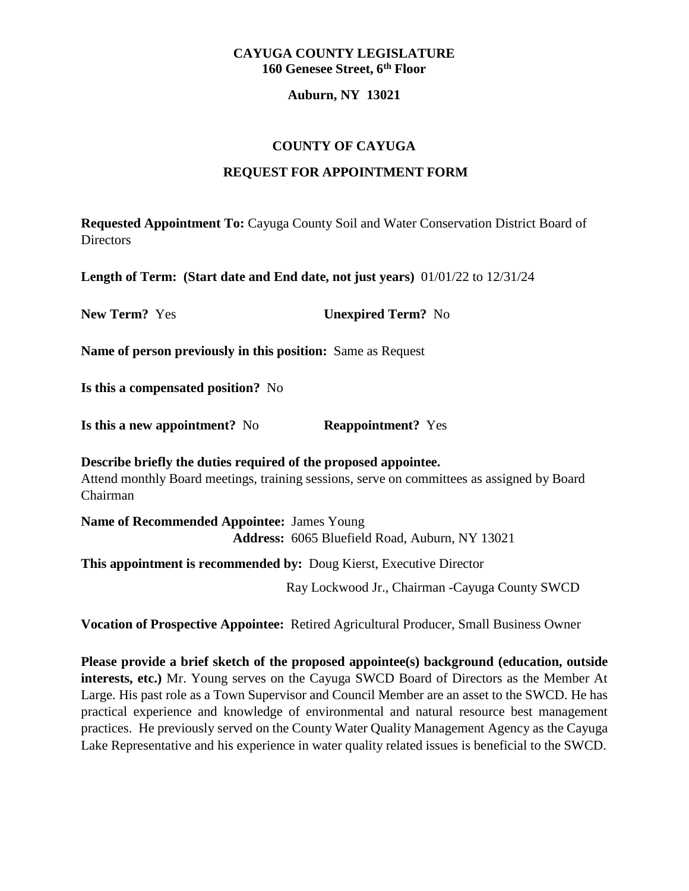**CAYUGA COUNTY LEGISLATURE**
**160 Genesee Street, 6th Floor**

**Auburn, NY 13021**

## COUNTY OF CAYUGA

## REQUEST FOR APPOINTMENT FORM

**Requested Appointment To:** Cayuga County Soil and Water Conservation District Board of Directors

**Length of Term: (Start date and End date, not just years)** 01/01/22 to 12/31/24

**New Term?** Yes **Unexpired Term?** No

**Name of person previously in this position:** Same as Request

**Is this a compensated position?** No

**Is this a new appointment?** No **Reappointment?** Yes

**Describe briefly the duties required of the proposed appointee.**
Attend monthly Board meetings, training sessions, serve on committees as assigned by Board Chairman

**Name of Recommended Appointee:** James Young
**Address:** 6065 Bluefield Road, Auburn, NY 13021

**This appointment is recommended by:** Doug Kierst, Executive Director
Ray Lockwood Jr., Chairman -Cayuga County SWCD

**Vocation of Prospective Appointee:** Retired Agricultural Producer, Small Business Owner

**Please provide a brief sketch of the proposed appointee(s) background (education, outside interests, etc.)** Mr. Young serves on the Cayuga SWCD Board of Directors as the Member At Large. His past role as a Town Supervisor and Council Member are an asset to the SWCD. He has practical experience and knowledge of environmental and natural resource best management practices. He previously served on the County Water Quality Management Agency as the Cayuga Lake Representative and his experience in water quality related issues is beneficial to the SWCD.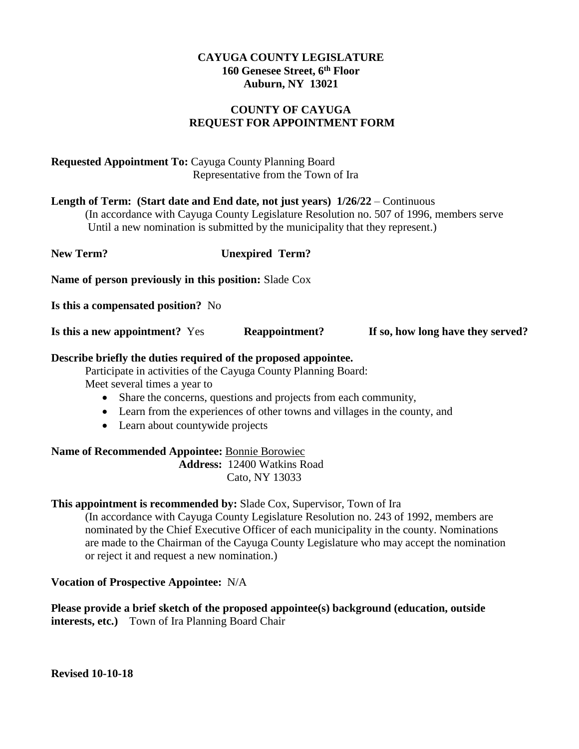**CAYUGA COUNTY LEGISLATURE**
**160 Genesee Street, 6th Floor**
**Auburn, NY 13021**

**COUNTY OF CAYUGA**
**REQUEST FOR APPOINTMENT FORM**

**Requested Appointment To:** Cayuga County Planning Board
Representative from the Town of Ira

**Length of Term: (Start date and End date, not just years) 1/26/22** – Continuous
(In accordance with Cayuga County Legislature Resolution no. 507 of 1996, members serve Until a new nomination is submitted by the municipality that they represent.)

**New Term?** **Unexpired Term?**

**Name of person previously in this position:** Slade Cox

**Is this a compensated position?** No

**Is this a new appointment?** Yes **Reappointment?** **If so, how long have they served?**

**Describe briefly the duties required of the proposed appointee.**

Participate in activities of the Cayuga County Planning Board:
Meet several times a year to

- Share the concerns, questions and projects from each community,
- Learn from the experiences of other towns and villages in the county, and
- Learn about countywide projects

**Name of Recommended Appointee:** Bonnie Borowiec
**Address:** 12400 Watkins Road
Cato, NY 13033

**This appointment is recommended by:** Slade Cox, Supervisor, Town of Ira
(In accordance with Cayuga County Legislature Resolution no. 243 of 1992, members are nominated by the Chief Executive Officer of each municipality in the county. Nominations are made to the Chairman of the Cayuga County Legislature who may accept the nomination or reject it and request a new nomination.)

**Vocation of Prospective Appointee:** N/A

**Please provide a brief sketch of the proposed appointee(s) background (education, outside interests, etc.)** Town of Ira Planning Board Chair

**Revised 10-10-18**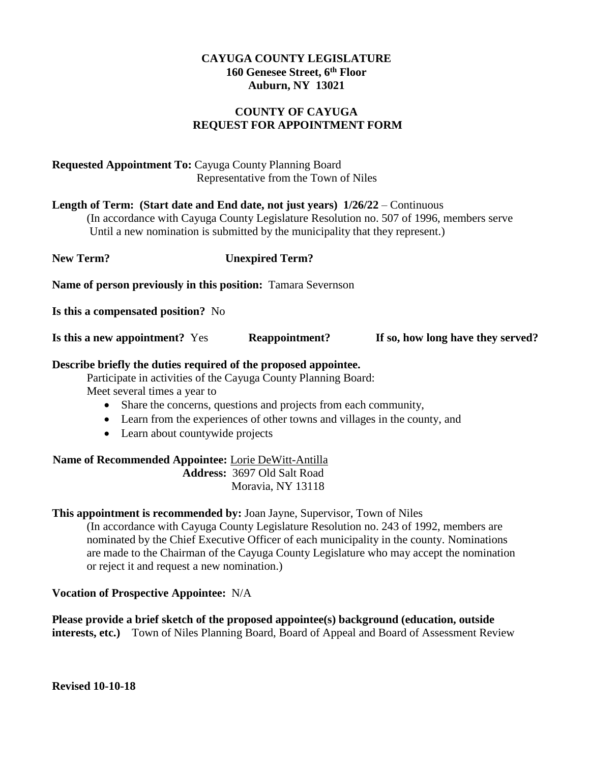**CAYUGA COUNTY LEGISLATURE**
**160 Genesee Street, 6th Floor**
**Auburn, NY 13021**

**COUNTY OF CAYUGA**
**REQUEST FOR APPOINTMENT FORM**

**Requested Appointment To:** Cayuga County Planning Board
Representative from the Town of Niles

**Length of Term: (Start date and End date, not just years) 1/26/22** – Continuous
(In accordance with Cayuga County Legislature Resolution no. 507 of 1996, members serve Until a new nomination is submitted by the municipality that they represent.)

**New Term?** **Unexpired Term?**

**Name of person previously in this position:** Tamara Severnson

**Is this a compensated position?** No

**Is this a new appointment?** Yes **Reappointment?** **If so, how long have they served?**

**Describe briefly the duties required of the proposed appointee.**
Participate in activities of the Cayuga County Planning Board:
Meet several times a year to

- Share the concerns, questions and projects from each community,
- Learn from the experiences of other towns and villages in the county, and
- Learn about countywide projects

**Name of Recommended Appointee:** Lorie DeWitt-Antilla
**Address:** 3697 Old Salt Road
Moravia, NY 13118

**This appointment is recommended by:** Joan Jayne, Supervisor, Town of Niles
(In accordance with Cayuga County Legislature Resolution no. 243 of 1992, members are nominated by the Chief Executive Officer of each municipality in the county. Nominations are made to the Chairman of the Cayuga County Legislature who may accept the nomination or reject it and request a new nomination.)

**Vocation of Prospective Appointee:** N/A

**Please provide a brief sketch of the proposed appointee(s) background (education, outside interests, etc.)** Town of Niles Planning Board, Board of Appeal and Board of Assessment Review

**Revised 10-10-18**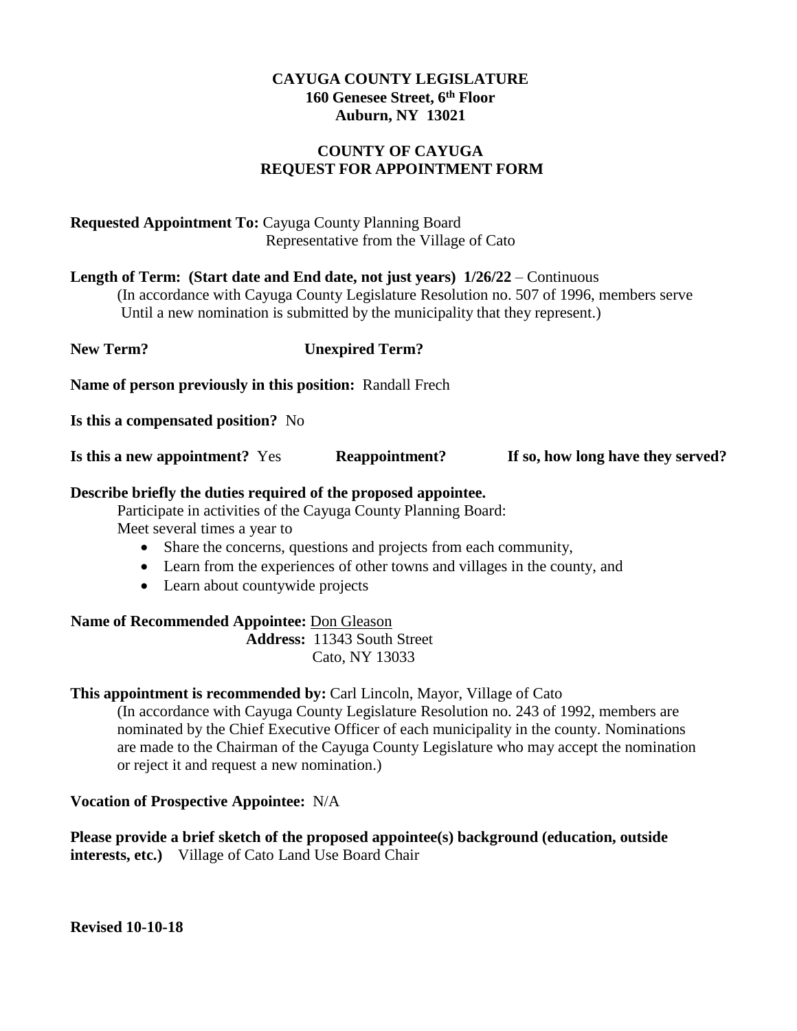**CAYUGA COUNTY LEGISLATURE**
**160 Genesee Street, 6th Floor**
**Auburn, NY 13021**

**COUNTY OF CAYUGA**
**REQUEST FOR APPOINTMENT FORM**

**Requested Appointment To:** Cayuga County Planning Board
Representative from the Village of Cato

**Length of Term: (Start date and End date, not just years) 1/26/22** – Continuous
(In accordance with Cayuga County Legislature Resolution no. 507 of 1996, members serve Until a new nomination is submitted by the municipality that they represent.)

**New Term?** **Unexpired Term?**

**Name of person previously in this position:** Randall Frech

**Is this a compensated position?** No

**Is this a new appointment?** Yes **Reappointment?** **If so, how long have they served?**

**Describe briefly the duties required of the proposed appointee.**

Participate in activities of the Cayuga County Planning Board:
Meet several times a year to

- Share the concerns, questions and projects from each community,
- Learn from the experiences of other towns and villages in the county, and
- Learn about countywide projects

**Name of Recommended Appointee:** Don Gleason
**Address:** 11343 South Street
Cato, NY 13033

**This appointment is recommended by:** Carl Lincoln, Mayor, Village of Cato
(In accordance with Cayuga County Legislature Resolution no. 243 of 1992, members are nominated by the Chief Executive Officer of each municipality in the county. Nominations are made to the Chairman of the Cayuga County Legislature who may accept the nomination or reject it and request a new nomination.)

**Vocation of Prospective Appointee:** N/A

**Please provide a brief sketch of the proposed appointee(s) background (education, outside interests, etc.)** Village of Cato Land Use Board Chair

**Revised 10-10-18**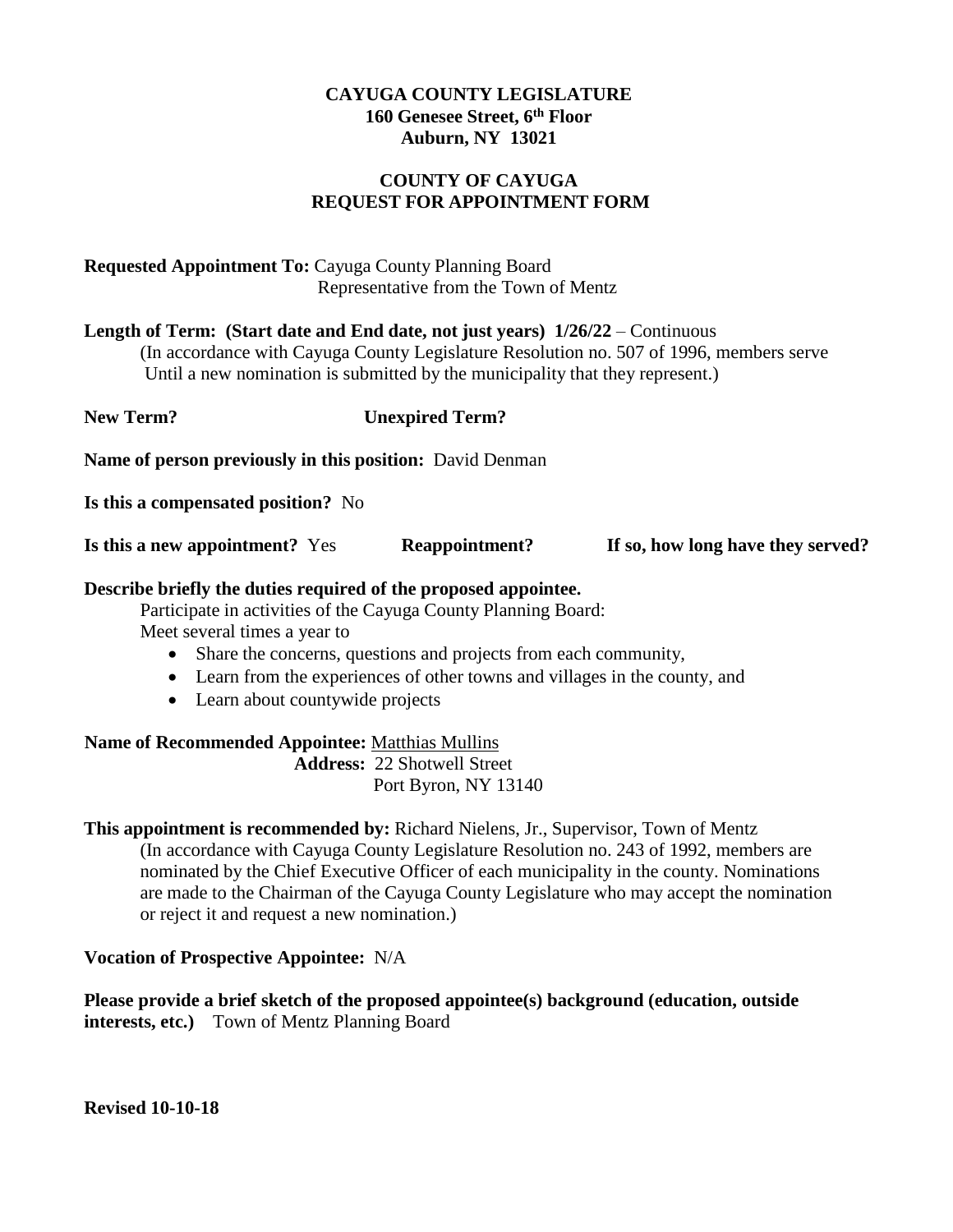**CAYUGA COUNTY LEGISLATURE**
**160 Genesee Street, 6th Floor**
**Auburn, NY 13021**

**COUNTY OF CAYUGA**
**REQUEST FOR APPOINTMENT FORM**

**Requested Appointment To:** Cayuga County Planning Board
Representative from the Town of Mentz

**Length of Term: (Start date and End date, not just years) 1/26/22** – Continuous
(In accordance with Cayuga County Legislature Resolution no. 507 of 1996, members serve Until a new nomination is submitted by the municipality that they represent.)

**New Term?** **Unexpired Term?**

**Name of person previously in this position:** David Denman

**Is this a compensated position?** No

**Is this a new appointment?** Yes **Reappointment?** **If so, how long have they served?**

**Describe briefly the duties required of the proposed appointee.**
Participate in activities of the Cayuga County Planning Board:
Meet several times a year to

- Share the concerns, questions and projects from each community,
- Learn from the experiences of other towns and villages in the county, and
- Learn about countywide projects

**Name of Recommended Appointee:** Matthias Mullins
**Address:** 22 Shotwell Street
Port Byron, NY 13140

**This appointment is recommended by:** Richard Nielens, Jr., Supervisor, Town of Mentz
(In accordance with Cayuga County Legislature Resolution no. 243 of 1992, members are nominated by the Chief Executive Officer of each municipality in the county. Nominations are made to the Chairman of the Cayuga County Legislature who may accept the nomination or reject it and request a new nomination.)

**Vocation of Prospective Appointee:** N/A

**Please provide a brief sketch of the proposed appointee(s) background (education, outside interests, etc.)** Town of Mentz Planning Board

**Revised 10-10-18**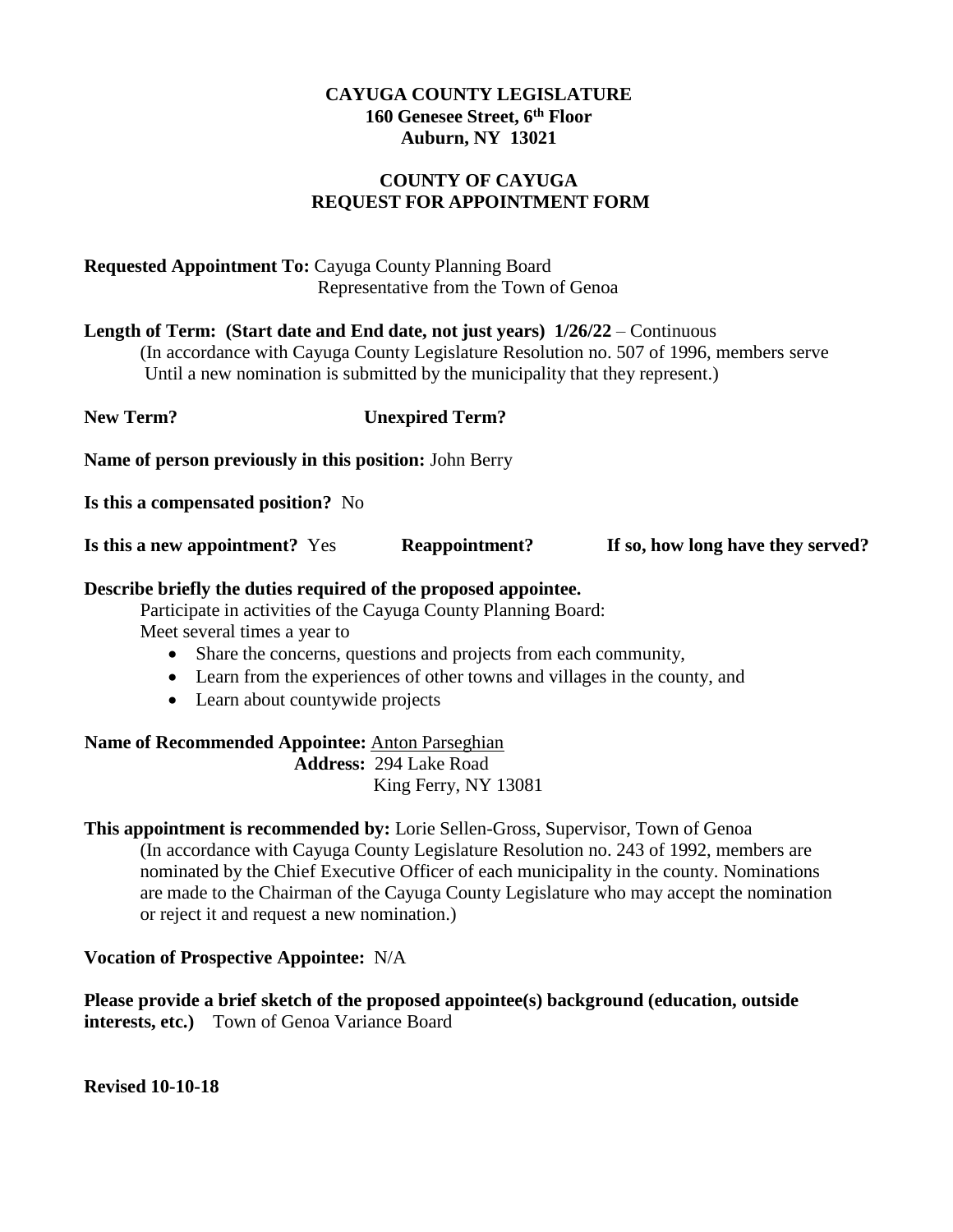**CAYUGA COUNTY LEGISLATURE**
**160 Genesee Street, 6th Floor**
**Auburn, NY 13021**

**COUNTY OF CAYUGA**
**REQUEST FOR APPOINTMENT FORM**

**Requested Appointment To:** Cayuga County Planning Board
Representative from the Town of Genoa

**Length of Term: (Start date and End date, not just years) 1/26/22** – Continuous
(In accordance with Cayuga County Legislature Resolution no. 507 of 1996, members serve Until a new nomination is submitted by the municipality that they represent.)

**New Term?** **Unexpired Term?**

**Name of person previously in this position:** John Berry

**Is this a compensated position?** No

**Is this a new appointment?** Yes **Reappointment?** **If so, how long have they served?**

**Describe briefly the duties required of the proposed appointee.**

Participate in activities of the Cayuga County Planning Board:
Meet several times a year to

- Share the concerns, questions and projects from each community,
- Learn from the experiences of other towns and villages in the county, and
- Learn about countywide projects

**Name of Recommended Appointee:** Anton Parseghian
**Address:** 294 Lake Road
King Ferry, NY 13081

**This appointment is recommended by:** Lorie Sellen-Gross, Supervisor, Town of Genoa
(In accordance with Cayuga County Legislature Resolution no. 243 of 1992, members are nominated by the Chief Executive Officer of each municipality in the county. Nominations are made to the Chairman of the Cayuga County Legislature who may accept the nomination or reject it and request a new nomination.)

**Vocation of Prospective Appointee:** N/A

**Please provide a brief sketch of the proposed appointee(s) background (education, outside interests, etc.)** Town of Genoa Variance Board

**Revised 10-10-18**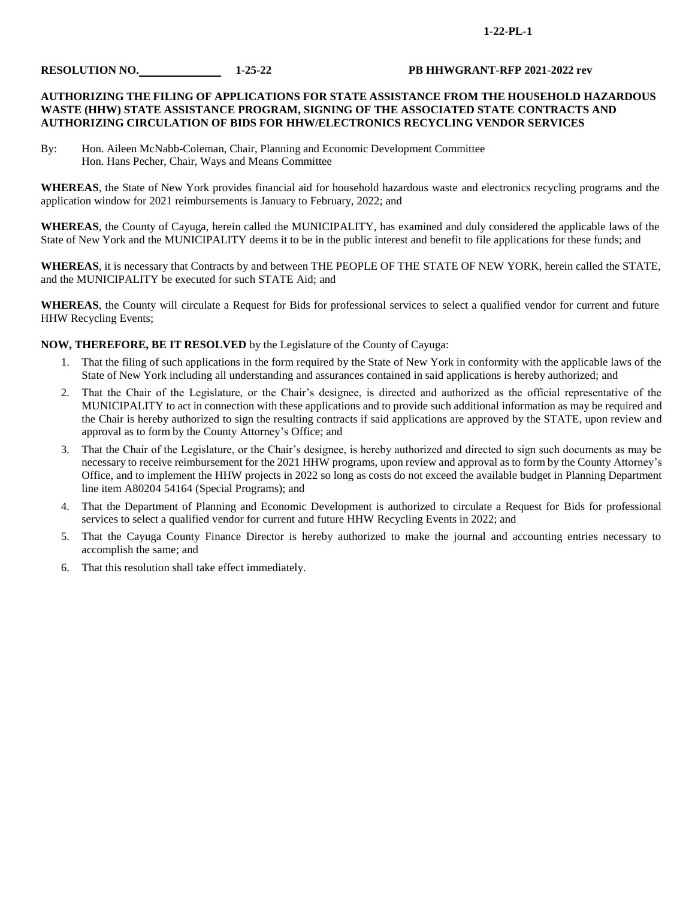**1-22-PL-1**

**RESOLUTION NO.\_\_\_\_\_\_\_\_\_\_ 1-25-22 PB HHWGRANT-RFP 2021-2022 rev**

**AUTHORIZING THE FILING OF APPLICATIONS FOR STATE ASSISTANCE FROM THE HOUSEHOLD HAZARDOUS WASTE (HHW) STATE ASSISTANCE PROGRAM, SIGNING OF THE ASSOCIATED STATE CONTRACTS AND AUTHORIZING CIRCULATION OF BIDS FOR HHW/ELECTRONICS RECYCLING VENDOR SERVICES**

By: Hon. Aileen McNabb-Coleman, Chair, Planning and Economic Development Committee
Hon. Hans Pecher, Chair, Ways and Means Committee

**WHEREAS**, the State of New York provides financial aid for household hazardous waste and electronics recycling programs and the application window for 2021 reimbursements is January to February, 2022; and

**WHEREAS**, the County of Cayuga, herein called the MUNICIPALITY, has examined and duly considered the applicable laws of the State of New York and the MUNICIPALITY deems it to be in the public interest and benefit to file applications for these funds; and

**WHEREAS**, it is necessary that Contracts by and between THE PEOPLE OF THE STATE OF NEW YORK, herein called the STATE, and the MUNICIPALITY be executed for such STATE Aid; and

**WHEREAS**, the County will circulate a Request for Bids for professional services to select a qualified vendor for current and future HHW Recycling Events;

**NOW, THEREFORE, BE IT RESOLVED** by the Legislature of the County of Cayuga:

1. That the filing of such applications in the form required by the State of New York in conformity with the applicable laws of the State of New York including all understanding and assurances contained in said applications is hereby authorized; and
2. That the Chair of the Legislature, or the Chair's designee, is directed and authorized as the official representative of the MUNICIPALITY to act in connection with these applications and to provide such additional information as may be required and the Chair is hereby authorized to sign the resulting contracts if said applications are approved by the STATE, upon review and approval as to form by the County Attorney's Office; and
3. That the Chair of the Legislature, or the Chair's designee, is hereby authorized and directed to sign such documents as may be necessary to receive reimbursement for the 2021 HHW programs, upon review and approval as to form by the County Attorney's Office, and to implement the HHW projects in 2022 so long as costs do not exceed the available budget in Planning Department line item A80204 54164 (Special Programs); and
4. That the Department of Planning and Economic Development is authorized to circulate a Request for Bids for professional services to select a qualified vendor for current and future HHW Recycling Events in 2022; and
5. That the Cayuga County Finance Director is hereby authorized to make the journal and accounting entries necessary to accomplish the same; and
6. That this resolution shall take effect immediately.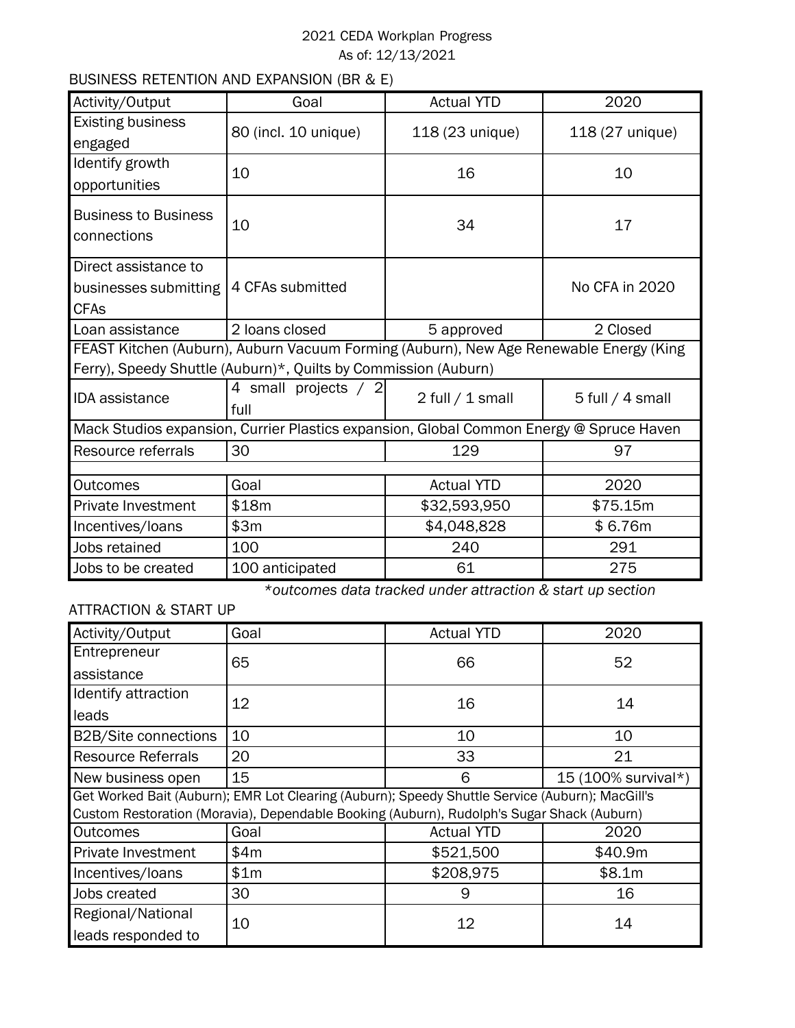2021 CEDA Workplan Progress

As of: 12/13/2021

## BUSINESS RETENTION AND EXPANSION (BR & E)

| Activity/Output | Goal | Actual YTD | 2020 |
|---|---|---|---|
| Existing business engaged | 80 (incl. 10 unique) | 118 (23 unique) | 118 (27 unique) |
| Identify growth opportunities | 10 | 16 | 10 |
| Business to Business connections | 10 | 34 | 17 |
| Direct assistance to businesses submitting CFAs | 4 CFAs submitted | | No CFA in 2020 |
| Loan assistance | 2 loans closed | 5 approved | 2 Closed |
| FEAST Kitchen (Auburn), Auburn Vacuum Forming (Auburn), New Age Renewable Energy (King Ferry), Speedy Shuttle (Auburn)*, Quilts by Commission (Auburn) | | | |
| IDA assistance | 4 small projects / 2 full | 2 full / 1 small | 5 full / 4 small |
| Mack Studios expansion, Currier Plastics expansion, Global Common Energy @ Spruce Haven | | | |
| Resource referrals | 30 | 129 | 97 |
| | | | |
| Outcomes | Goal | Actual YTD | 2020 |
| Private Investment | $18m | $32,593,950 | $75.15m |
| Incentives/loans | $3m | $4,048,828 | $ 6.76m |
| Jobs retained | 100 | 240 | 291 |
| Jobs to be created | 100 anticipated | 61 | 275 |

*\*outcomes data tracked under attraction & start up section*

## ATTRACTION & START UP

| Activity/Output | Goal | Actual YTD | 2020 |
|---|---|---|---|
| Entrepreneur assistance | 65 | 66 | 52 |
| Identify attraction leads | 12 | 16 | 14 |
| B2B/Site connections | 10 | 10 | 10 |
| Resource Referrals | 20 | 33 | 21 |
| New business open | 15 | 6 | 15 (100% survival*) |
| Get Worked Bait (Auburn); EMR Lot Clearing (Auburn); Speedy Shuttle Service (Auburn); MacGill's Custom Restoration (Moravia), Dependable Booking (Auburn), Rudolph's Sugar Shack (Auburn) | | | |
| Outcomes | Goal | Actual YTD | 2020 |
| Private Investment | $4m | $521,500 | $40.9m |
| Incentives/loans | $1m | $208,975 | $8.1m |
| Jobs created | 30 | 9 | 16 |
| Regional/National leads responded to | 10 | 12 | 14 |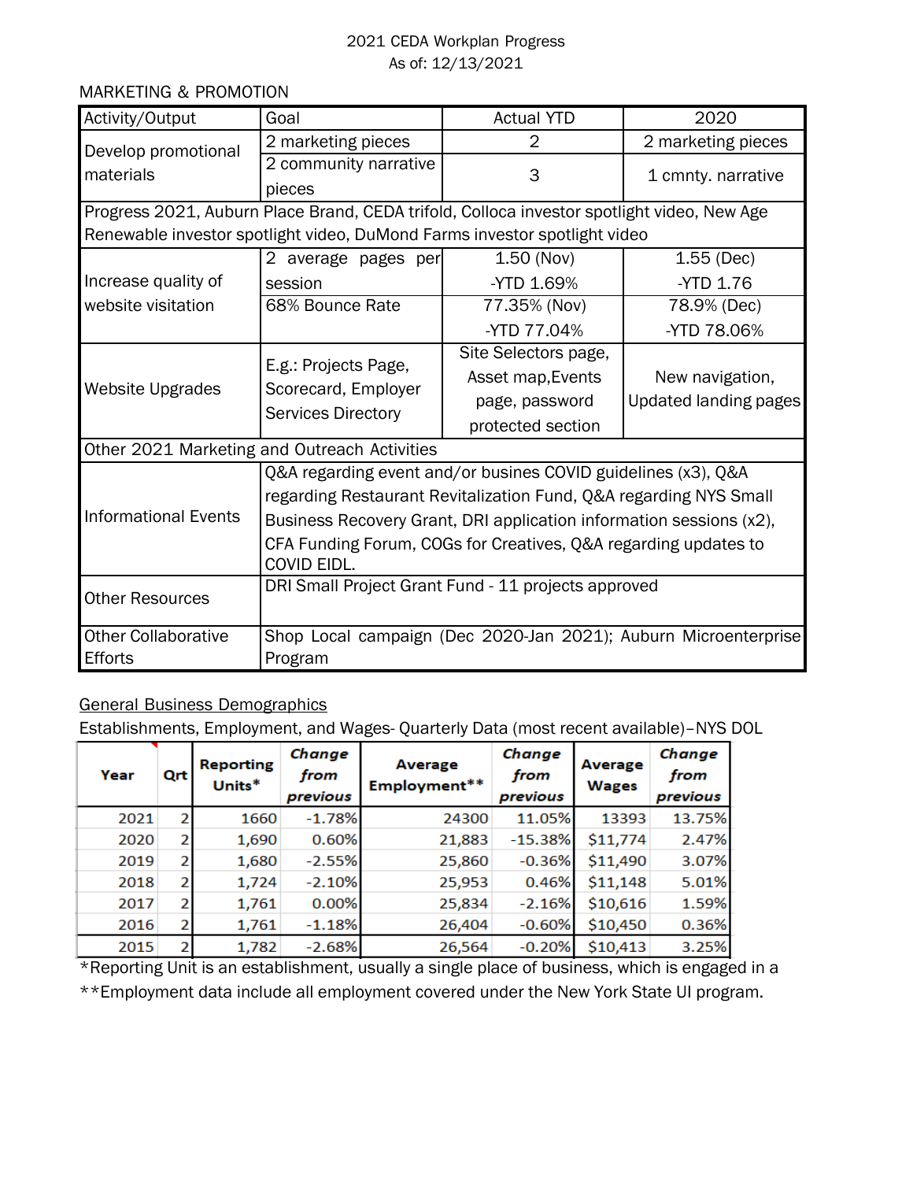2021 CEDA Workplan Progress

As of: 12/13/2021

MARKETING & PROMOTION

| Activity/Output | Goal | Actual YTD | 2020 |
|---|---|---|---|
| Develop promotional materials | 2 marketing pieces | 2 | 2 marketing pieces |
| | 2 community narrative pieces | 3 | 1 cmnty. narrative |
| Progress 2021, Auburn Place Brand, CEDA trifold, Colloca investor spotlight video, New Age Renewable investor spotlight video, DuMond Farms investor spotlight video | | | |
| Increase quality of website visitation | 2 average pages per session | 1.50 (Nov) -YTD 1.69% | 1.55 (Dec) -YTD 1.76 |
| | 68% Bounce Rate | 77.35% (Nov) -YTD 77.04% | 78.9% (Dec) -YTD 78.06% |
| Website Upgrades | E.g.: Projects Page, Scorecard, Employer Services Directory | Site Selectors page, Asset map,Events page, password protected section | New navigation, Updated landing pages |
| Other 2021 Marketing and Outreach Activities | | | |
| Informational Events | Q&A regarding event and/or busines COVID guidelines (x3), Q&A regarding Restaurant Revitalization Fund, Q&A regarding NYS Small Business Recovery Grant, DRI application information sessions (x2), CFA Funding Forum, COGs for Creatives, Q&A regarding updates to COVID EIDL. | | |
| Other Resources | DRI Small Project Grant Fund - 11 projects approved | | |
| Other Collaborative Efforts | Shop Local campaign (Dec 2020-Jan 2021); Auburn Microenterprise Program | | |

General Business Demographics

Establishments, Employment, and Wages- Quarterly Data (most recent available)–NYS DOL

| Year | Qrt | Reporting Units* | *Change from previous* | Average Employment** | *Change from previous* | Average Wages | *Change from previous* |
|---|---|---|---|---|---|---|---|
| 2021 | 2 | 1660 | -1.78% | 24300 | 11.05% | 13393 | 13.75% |
| 2020 | 2 | 1,690 | 0.60% | 21,883 | -15.38% | $11,774 | 2.47% |
| 2019 | 2 | 1,680 | -2.55% | 25,860 | -0.36% | $11,490 | 3.07% |
| 2018 | 2 | 1,724 | -2.10% | 25,953 | 0.46% | $11,148 | 5.01% |
| 2017 | 2 | 1,761 | 0.00% | 25,834 | -2.16% | $10,616 | 1.59% |
| 2016 | 2 | 1,761 | -1.18% | 26,404 | -0.60% | $10,450 | 0.36% |
| 2015 | 2 | 1,782 | -2.68% | 26,564 | -0.20% | $10,413 | 3.25% |

*Reporting Unit is an establishment, usually a single place of business, which is engaged in a

**Employment data include all employment covered under the New York State UI program.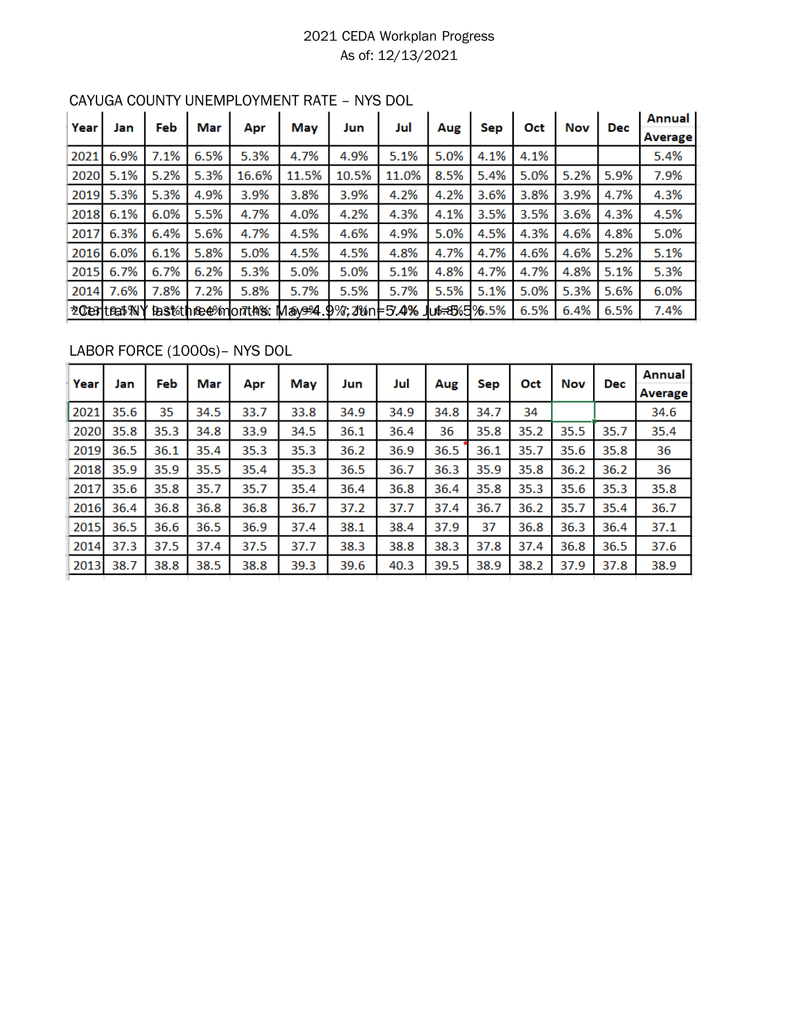2021 CEDA Workplan Progress
As of: 12/13/2021

CAYUGA COUNTY UNEMPLOYMENT RATE – NYS DOL

| Year | Jan | Feb | Mar | Apr | May | Jun | Jul | Aug | Sep | Oct | Nov | Dec | Annual Average |
|---|---|---|---|---|---|---|---|---|---|---|---|---|---|
| 2021 | 6.9% | 7.1% | 6.5% | 5.3% | 4.7% | 4.9% | 5.1% | 5.0% | 4.1% | 4.1% | | | 5.4% |
| 2020 | 5.1% | 5.2% | 5.3% | 16.6% | 11.5% | 10.5% | 11.0% | 8.5% | 5.4% | 5.0% | 5.2% | 5.9% | 7.9% |
| 2019 | 5.3% | 5.3% | 4.9% | 3.9% | 3.8% | 3.9% | 4.2% | 4.2% | 3.6% | 3.8% | 3.9% | 4.7% | 4.3% |
| 2018 | 6.1% | 6.0% | 5.5% | 4.7% | 4.0% | 4.2% | 4.3% | 4.1% | 3.5% | 3.5% | 3.6% | 4.3% | 4.5% |
| 2017 | 6.3% | 6.4% | 5.6% | 4.7% | 4.5% | 4.6% | 4.9% | 5.0% | 4.5% | 4.3% | 4.6% | 4.8% | 5.0% |
| 2016 | 6.0% | 6.1% | 5.8% | 5.0% | 4.5% | 4.5% | 4.8% | 4.7% | 4.7% | 4.6% | 4.6% | 5.2% | 5.1% |
| 2015 | 6.7% | 6.7% | 6.2% | 5.3% | 5.0% | 5.0% | 5.1% | 4.8% | 4.7% | 4.7% | 4.8% | 5.1% | 5.3% |
| 2014 | 7.6% | 7.8% | 7.2% | 5.8% | 5.7% | 5.5% | 5.7% | 5.5% | 5.1% | 5.0% | 5.3% | 5.6% | 6.0% |
| 2013 | | | | | | | | | 6.5% | 6.5% | 6.4% | 6.5% | 7.4% |

*Central NY last three months: May=4.9%; Jun=5.4% Jul=5.5%

LABOR FORCE (1000s)– NYS DOL

| Year | Jan | Feb | Mar | Apr | May | Jun | Jul | Aug | Sep | Oct | Nov | Dec | Annual Average |
|---|---|---|---|---|---|---|---|---|---|---|---|---|---|
| 2021 | 35.6 | 35 | 34.5 | 33.7 | 33.8 | 34.9 | 34.9 | 34.8 | 34.7 | 34 | | | 34.6 |
| 2020 | 35.8 | 35.3 | 34.8 | 33.9 | 34.5 | 36.1 | 36.4 | 36 | 35.8 | 35.2 | 35.5 | 35.7 | 35.4 |
| 2019 | 36.5 | 36.1 | 35.4 | 35.3 | 35.3 | 36.2 | 36.9 | 36.5 | 36.1 | 35.7 | 35.6 | 35.8 | 36 |
| 2018 | 35.9 | 35.9 | 35.5 | 35.4 | 35.3 | 36.5 | 36.7 | 36.3 | 35.9 | 35.8 | 36.2 | 36.2 | 36 |
| 2017 | 35.6 | 35.8 | 35.7 | 35.7 | 35.4 | 36.4 | 36.8 | 36.4 | 35.8 | 35.3 | 35.6 | 35.3 | 35.8 |
| 2016 | 36.4 | 36.8 | 36.8 | 36.8 | 36.7 | 37.2 | 37.7 | 37.4 | 36.7 | 36.2 | 35.7 | 35.4 | 36.7 |
| 2015 | 36.5 | 36.6 | 36.5 | 36.9 | 37.4 | 38.1 | 38.4 | 37.9 | 37 | 36.8 | 36.3 | 36.4 | 37.1 |
| 2014 | 37.3 | 37.5 | 37.4 | 37.5 | 37.7 | 38.3 | 38.8 | 38.3 | 37.8 | 37.4 | 36.8 | 36.5 | 37.6 |
| 2013 | 38.7 | 38.8 | 38.5 | 38.8 | 39.3 | 39.6 | 40.3 | 39.5 | 38.9 | 38.2 | 37.9 | 37.8 | 38.9 |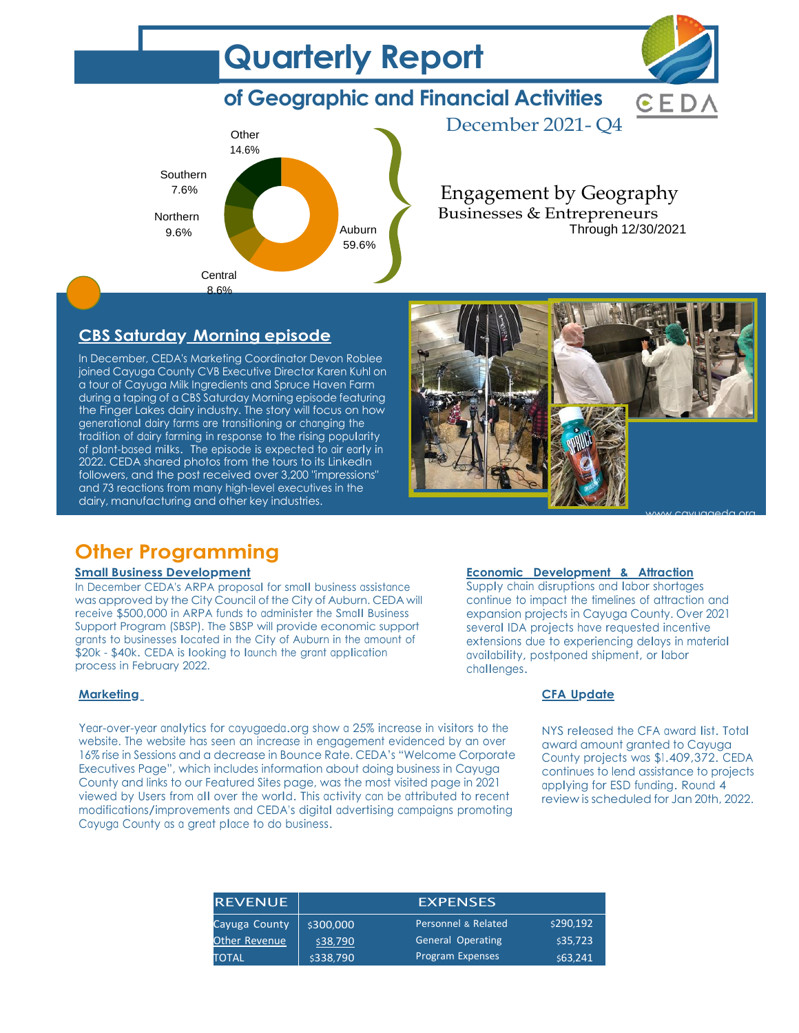# Quarterly Report

## of Geographic and Financial Activities

CEDA

December 2021- Q4

Engagement by Geography
Businesses & Entrepreneurs
Through 12/30/2021

Other 14.6%
Southern 7.6%
Northern 9.6%
Central 8.6%
Auburn 59.6%

### CBS Saturday Morning episode

In December, CEDA's Marketing Coordinator Devon Roblee joined Cayuga County CVB Executive Director Karen Kuhl on a tour of Cayuga Milk Ingredients and Spruce Haven Farm during a taping of a CBS Saturday Morning episode featuring the Finger Lakes dairy industry. The story will focus on how generational dairy farms are transitioning or changing the tradition of dairy farming in response to the rising popularity of plant-based milks. The episode is expected to air early in 2022. CEDA shared photos from the tours to its LinkedIn followers, and the post received over 3,200 "impressions" and 73 reactions from many high-level executives in the dairy, manufacturing and other key industries.

www.cayugaeda.org

## Other Programming

### Small Business Development

In December CEDA's ARPA proposal for small business assistance was approved by the City Council of the City of Auburn. CEDA will receive $500,000 in ARPA funds to administer the Small Business Support Program (SBSP). The SBSP will provide economic support grants to businesses located in the City of Auburn in the amount of $20k - $40k. CEDA is looking to launch the grant application process in February 2022.

### Economic Development & Attraction

Supply chain disruptions and labor shortages continue to impact the timelines of attraction and expansion projects in Cayuga County. Over 2021 several IDA projects have requested incentive extensions due to experiencing delays in material availability, postponed shipment, or labor challenges.

### Marketing

Year-over-year analytics for cayugaeda.org show a 25% increase in visitors to the website. The website has seen an increase in engagement evidenced by an over 16% rise in Sessions and a decrease in Bounce Rate. CEDA's "Welcome Corporate Executives Page", which includes information about doing business in Cayuga County and links to our Featured Sites page, was the most visited page in 2021 viewed by Users from all over the world. This activity can be attributed to recent modifications/improvements and CEDA's digital advertising campaigns promoting Cayuga County as a great place to do business.

### CFA Update

NYS released the CFA award list. Total award amount granted to Cayuga County projects was $1.409,372. CEDA continues to lend assistance to projects applying for ESD funding. Round 4 review is scheduled for Jan 20th, 2022.

| REVENUE | | EXPENSES | |
|---|---|---|---|
| Cayuga County | $300,000 | Personnel & Related | $290,192 |
| Other Revenue | $38,790 | General Operating | $35,723 |
| TOTAL | $338,790 | Program Expenses | $63,241 |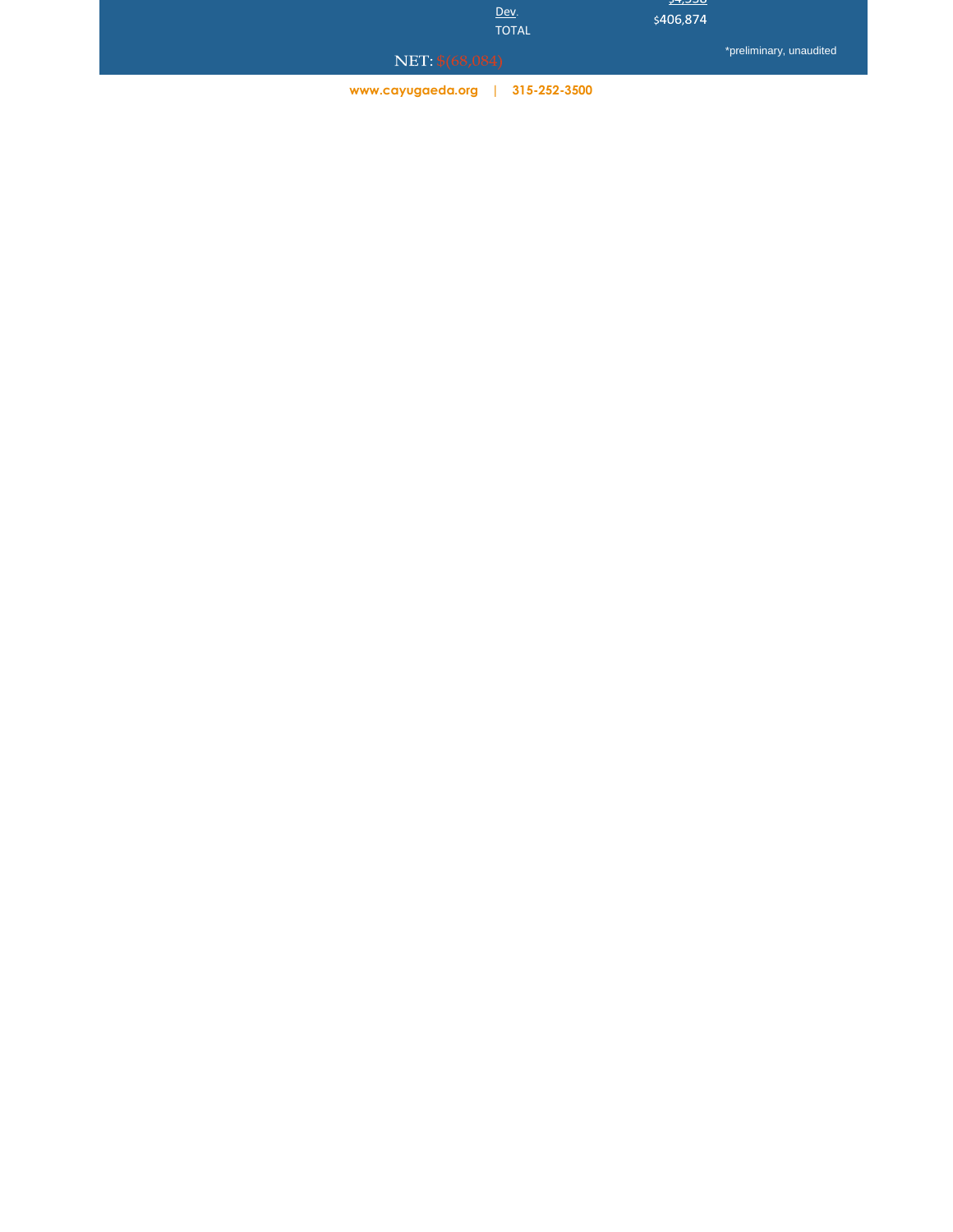| | |
|---|---|
| Dev. | $4,558 |
| TOTAL | $406,874 |

NET: $(68,084)

*preliminary, unaudited

www.cayugaeda.org | 315-252-3500